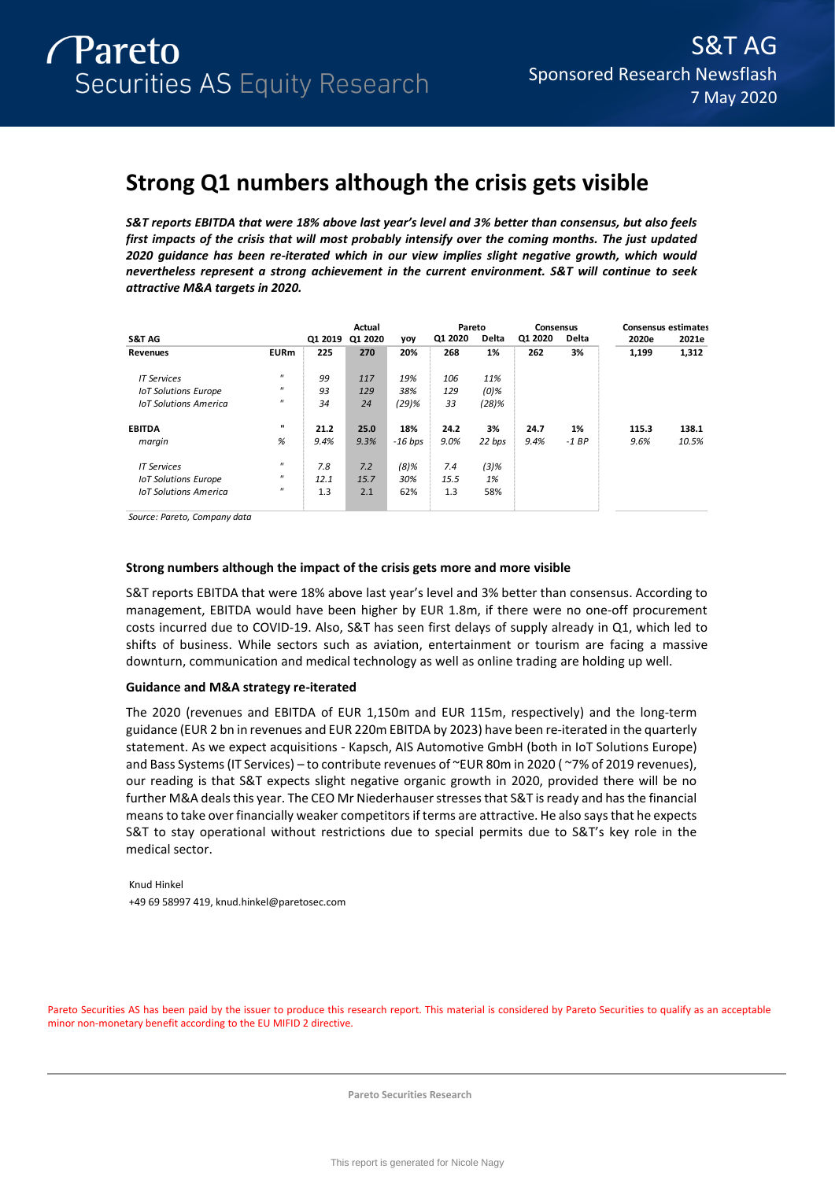Pareto Securities AS Equity Research

S&T AG
Sponsored Research Newsflash
7 May 2020

# Strong Q1 numbers although the crisis gets visible

***S&T reports EBITDA that were 18% above last year's level and 3% better than consensus, but also feels first impacts of the crisis that will most probably intensify over the coming months. The just updated 2020 guidance has been re-iterated which in our view implies slight negative growth, which would nevertheless represent a strong achievement in the current environment. S&T will continue to seek attractive M&A targets in 2020.***

| S&T AG | | | Actual | | Pareto | | Consensus | | Consensus estimates | |
|---|---|---|---|---|---|---|---|---|---|---|
| | | Q1 2019 | Q1 2020 | yoy | Q1 2020 | Delta | Q1 2020 | Delta | 2020e | 2021e |
| **Revenues** | **EURm** | **225** | **270** | **20%** | **268** | **1%** | **262** | **3%** | **1,199** | **1,312** |
| *IT Services* | " | *99* | *117* | *19%* | *106* | *11%* | | | | |
| *IoT Solutions Europe* | " | *93* | *129* | *38%* | *129* | *(0)%* | | | | |
| *IoT Solutions America* | " | *34* | *24* | *(29)%* | *33* | *(28)%* | | | | |
| **EBITDA** | **"** | **21.2** | **25.0** | **18%** | **24.2** | **3%** | **24.7** | **1%** | **115.3** | **138.1** |
| *margin* | *%* | *9.4%* | *9.3%* | *-16 bps* | *9.0%* | *22 bps* | *9.4%* | *-1 BP* | *9.6%* | *10.5%* |
| *IT Services* | " | *7.8* | *7.2* | *(8)%* | *7.4* | *(3)%* | | | | |
| *IoT Solutions Europe* | " | *12.1* | *15.7* | *30%* | *15.5* | *1%* | | | | |
| *IoT Solutions America* | " | 1.3 | 2.1 | 62% | 1.3 | 58% | | | | |

*Source: Pareto, Company data*

### Strong numbers although the impact of the crisis gets more and more visible

S&T reports EBITDA that were 18% above last year's level and 3% better than consensus. According to management, EBITDA would have been higher by EUR 1.8m, if there were no one-off procurement costs incurred due to COVID-19. Also, S&T has seen first delays of supply already in Q1, which led to shifts of business. While sectors such as aviation, entertainment or tourism are facing a massive downturn, communication and medical technology as well as online trading are holding up well.

### Guidance and M&A strategy re-iterated

The 2020 (revenues and EBITDA of EUR 1,150m and EUR 115m, respectively) and the long-term guidance (EUR 2 bn in revenues and EUR 220m EBITDA by 2023) have been re-iterated in the quarterly statement. As we expect acquisitions - Kapsch, AIS Automotive GmbH (both in IoT Solutions Europe) and Bass Systems (IT Services) – to contribute revenues of ~EUR 80m in 2020 ( ~7% of 2019 revenues), our reading is that S&T expects slight negative organic growth in 2020, provided there will be no further M&A deals this year. The CEO Mr Niederhauser stresses that S&T is ready and has the financial means to take over financially weaker competitors if terms are attractive. He also says that he expects S&T to stay operational without restrictions due to special permits due to S&T's key role in the medical sector.

Knud Hinkel
+49 69 58997 419, knud.hinkel@paretosec.com

Pareto Securities AS has been paid by the issuer to produce this research report. This material is considered by Pareto Securities to qualify as an acceptable minor non-monetary benefit according to the EU MIFID 2 directive.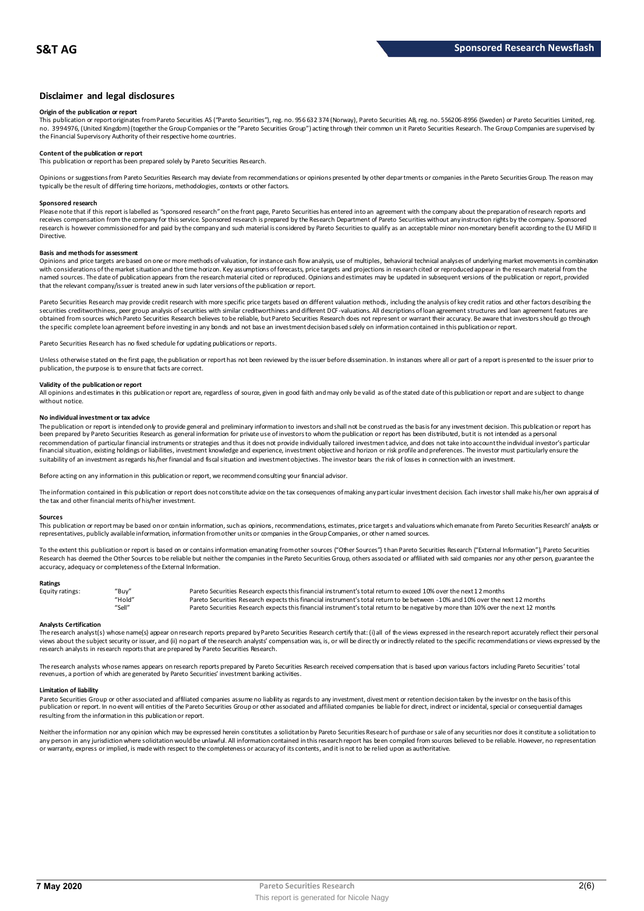## Disclaimer and legal disclosures

**Origin of the publication or report**

This publication or report originates from Pareto Securities AS ("Pareto Securities"), reg. no. 956 632 374 (Norway), Pareto Securities AB, reg. no. 556206-8956 (Sweden) or Pareto Securities Limited, reg. no. 3994976, (United Kingdom) (together the Group Companies or the "Pareto Securities Group") acting through their common unit Pareto Securities Research. The Group Companies are supervised by the Financial Supervisory Authority of their respective home countries.

**Content of the publication or report**

This publication or report has been prepared solely by Pareto Securities Research.

Opinions or suggestions from Pareto Securities Research may deviate from recommendations or opinions presented by other departments or companies in the Pareto Securities Group. The reason may typically be the result of differing time horizons, methodologies, contexts or other factors.

**Sponsored research**

Please note that if this report is labelled as "sponsored research" on the front page, Pareto Securities has entered into an agreement with the company about the preparation of research reports and receives compensation from the company for this service. Sponsored research is prepared by the Research Department of Pareto Securities without any instruction rights by the company. Sponsored research is however commissioned for and paid by the company and such material is considered by Pareto Securities to qualify as an acceptable minor non-monetary benefit according to the EU MiFID II Directive.

**Basis and methods for assessment**

Opinions and price targets are based on one or more methods of valuation, for instance cash flow analysis, use of multiples, behavioral technical analyses of underlying market movements in combination with considerations of the market situation and the time horizon. Key assumptions of forecasts, price targets and projections in research cited or reproduced appear in the research material from the named sources. The date of publication appears from the research material cited or reproduced. Opinions and estimates may be updated in subsequent versions of the publication or report, provided that the relevant company/issuer is treated anew in such later versions of the publication or report.

Pareto Securities Research may provide credit research with more specific price targets based on different valuation methods, including the analysis of key credit ratios and other factors describing the securities creditworthiness, peer group analysis of securities with similar creditworthiness and different DCF-valuations. All descriptions of loan agreement structures and loan agreement features are obtained from sources which Pareto Securities Research believes to be reliable, but Pareto Securities Research does not represent or warrant their accuracy. Be aware that investors should go through the specific complete loan agreement before investing in any bonds and not base an investment decision based solely on information contained in this publication or report.

Pareto Securities Research has no fixed schedule for updating publications or reports.

Unless otherwise stated on the first page, the publication or report has not been reviewed by the issuer before dissemination. In instances where all or part of a report is presented to the issuer prior to publication, the purpose is to ensure that facts are correct.

**Validity of the publication or report**

All opinions and estimates in this publication or report are, regardless of source, given in good faith and may only be valid as of the stated date of this publication or report and are subject to change without notice.

**No individual investment or tax advice**

The publication or report is intended only to provide general and preliminary information to investors and shall not be construed as the basis for any investment decision. This publication or report has been prepared by Pareto Securities Research as general information for private use of investors to whom the publication or report has been distributed, but it is not intended as a personal recommendation of particular financial instruments or strategies and thus it does not provide individually tailored investment advice, and does not take into account the individual investor's particular financial situation, existing holdings or liabilities, investment knowledge and experience, investment objective and horizon or risk profile and preferences. The investor must particularly ensure the suitability of an investment as regards his/her financial and fiscal situation and investment objectives. The investor bears the risk of losses in connection with an investment.

Before acting on any information in this publication or report, we recommend consulting your financial advisor.

The information contained in this publication or report does not constitute advice on the tax consequences of making any particular investment decision. Each investor shall make his/her own appraisal of the tax and other financial merits of his/her investment.

**Sources**

This publication or report may be based on or contain information, such as opinions, recommendations, estimates, price targets and valuations which emanate from Pareto Securities Research' analysts or representatives, publicly available information, information from other units or companies in the Group Companies, or other named sources.

To the extent this publication or report is based on or contains information emanating from other sources ("Other Sources") than Pareto Securities Research ("External Information"), Pareto Securities Research has deemed the Other Sources to be reliable but neither the companies in the Pareto Securities Group, others associated or affiliated with said companies nor any other person, guarantee the accuracy, adequacy or completeness of the External Information.

**Ratings**

| | | |
|---|---|---|
| Equity ratings: | "Buy" | Pareto Securities Research expects this financial instrument's total return to exceed 10% over the next 12 months |
| | "Hold" | Pareto Securities Research expects this financial instrument's total return to be between -10% and 10% over the next 12 months |
| | "Sell" | Pareto Securities Research expects this financial instrument's total return to be negative by more than 10% over the next 12 months |

**Analysts Certification**

The research analyst(s) whose name(s) appear on research reports prepared by Pareto Securities Research certify that: (i) all of the views expressed in the research report accurately reflect their personal views about the subject security or issuer, and (ii) no part of the research analysts' compensation was, is, or will be directly or indirectly related to the specific recommendations or views expressed by the research analysts in research reports that are prepared by Pareto Securities Research.

The research analysts whose names appears on research reports prepared by Pareto Securities Research received compensation that is based upon various factors including Pareto Securities' total revenues, a portion of which are generated by Pareto Securities' investment banking activities.

**Limitation of liability**

Pareto Securities Group or other associated and affiliated companies assume no liability as regards to any investment, divestment or retention decision taken by the investor on the basis of this publication or report. In no event will entities of the Pareto Securities Group or other associated and affiliated companies be liable for direct, indirect or incidental, special or consequential damages resulting from the information in this publication or report.

Neither the information nor any opinion which may be expressed herein constitutes a solicitation by Pareto Securities Research of purchase or sale of any securities nor does it constitute a solicitation to any person in any jurisdiction where solicitation would be unlawful. All information contained in this research report has been compiled from sources believed to be reliable. However, no representation or warranty, express or implied, is made with respect to the completeness or accuracy of its contents, and it is not to be relied upon as authoritative.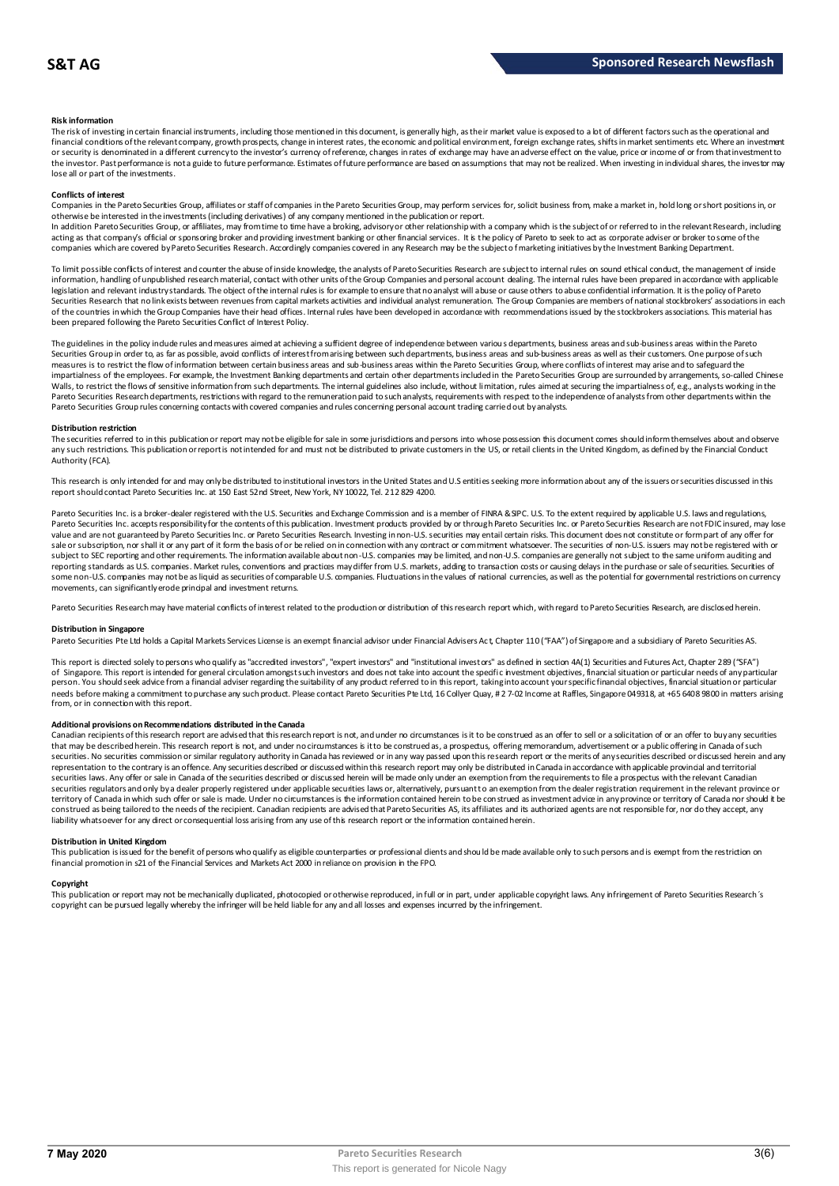**Risk information**

The risk of investing in certain financial instruments, including those mentioned in this document, is generally high, as their market value is exposed to a lot of different factors such as the operational and financial conditions of the relevant company, growth prospects, change in interest rates, the economic and political environment, foreign exchange rates, shifts in market sentiments etc. Where an investment or security is denominated in a different currency to the investor's currency of reference, changes in rates of exchange may have an adverse effect on the value, price or income of or from that investment to the investor. Past performance is not a guide to future performance. Estimates of future performance are based on assumptions that may not be realized. When investing in individual shares, the investor may lose all or part of the investments.

**Conflicts of interest**

Companies in the Pareto Securities Group, affiliates or staff of companies in the Pareto Securities Group, may perform services for, solicit business from, make a market in, hold long or short positions in, or otherwise be interested in the investments (including derivatives) of any company mentioned in the publication or report.

In addition Pareto Securities Group, or affiliates, may from time to time have a broking, advisory or other relationship with a company which is the subject of or referred to in the relevant Research, including acting as that company's official or sponsoring broker and providing investment banking or other financial services. It is the policy of Pareto to seek to act as corporate adviser or broker to some of the companies which are covered by Pareto Securities Research. Accordingly companies covered in any Research may be the subject of marketing initiatives by the Investment Banking Department.

To limit possible conflicts of interest and counter the abuse of inside knowledge, the analysts of Pareto Securities Research are subject to internal rules on sound ethical conduct, the management of inside information, handling of unpublished research material, contact with other units of the Group Companies and personal account dealing. The internal rules have been prepared in accordance with applicable legislation and relevant industry standards. The object of the internal rules is for example to ensure that no analyst will abuse or cause others to abuse confidential information. It is the policy of Pareto Securities Research that no link exists between revenues from capital markets activities and individual analyst remuneration. The Group Companies are members of national stockbrokers' associations in each of the countries in which the Group Companies have their head offices. Internal rules have been developed in accordance with recommendations issued by the stockbrokers associations. This material has been prepared following the Pareto Securities Conflict of Interest Policy.

The guidelines in the policy include rules and measures aimed at achieving a sufficient degree of independence between various departments, business areas and sub-business areas within the Pareto Securities Group in order to, as far as possible, avoid conflicts of interest from arising between such departments, business areas and sub-business areas as well as their customers. One purpose of such measures is to restrict the flow of information between certain business areas and sub-business areas within the Pareto Securities Group, where conflicts of interest may arise and to safeguard the impartialness of the employees. For example, the Investment Banking departments and certain other departments included in the Pareto Securities Group are surrounded by arrangements, so-called Chinese Walls, to restrict the flows of sensitive information from such departments. The internal guidelines also include, without limitation, rules aimed at securing the impartialness of, e.g., analysts working in the Pareto Securities Research departments, restrictions with regard to the remuneration paid to such analysts, requirements with respect to the independence of analysts from other departments within the Pareto Securities Group rules concerning contacts with covered companies and rules concerning personal account trading carried out by analysts.

**Distribution restriction**

The securities referred to in this publication or report may not be eligible for sale in some jurisdictions and persons into whose possession this document comes should inform themselves about and observe any such restrictions. This publication or report is not intended for and must not be distributed to private customers in the US, or retail clients in the United Kingdom, as defined by the Financial Conduct Authority (FCA).

This research is only intended for and may only be distributed to institutional investors in the United States and U.S entities seeking more information about any of the issuers or securities discussed in this report should contact Pareto Securities Inc. at 150 East 52nd Street, New York, NY 10022, Tel. 212 829 4200.

Pareto Securities Inc. is a broker-dealer registered with the U.S. Securities and Exchange Commission and is a member of FINRA & SIPC. U.S. To the extent required by applicable U.S. laws and regulations, Pareto Securities Inc. accepts responsibility for the contents of this publication. Investment products provided by or through Pareto Securities Inc. or Pareto Securities Research are not FDIC insured, may lose value and are not guaranteed by Pareto Securities Inc. or Pareto Securities Research. Investing in non-U.S. securities may entail certain risks. This document does not constitute or form part of any offer for sale or subscription, nor shall it or any part of it form the basis of or be relied on in connection with any contract or commitment whatsoever. The securities of non-U.S. issuers may not be registered with or subject to SEC reporting and other requirements. The information available about non-U.S. companies may be limited, and non-U.S. companies are generally not subject to the same uniform auditing and reporting standards as U.S. companies. Market rules, conventions and practices may differ from U.S. markets, adding to transaction costs or causing delays in the purchase or sale of securities. Securities of some non-U.S. companies may not be as liquid as securities of comparable U.S. companies. Fluctuations in the values of national currencies, as well as the potential for governmental restrictions on currency movements, can significantly erode principal and investment returns.

Pareto Securities Research may have material conflicts of interest related to the production or distribution of this research report which, with regard to Pareto Securities Research, are disclosed herein.

**Distribution in Singapore**

Pareto Securities Pte Ltd holds a Capital Markets Services License is an exempt financial advisor under Financial Advisers Act, Chapter 110 ("FAA") of Singapore and a subsidiary of Pareto Securities AS.

This report is directed solely to persons who qualify as "accredited investors", "expert investors" and "institutional investors" as defined in section 4A(1) Securities and Futures Act, Chapter 289 ("SFA") of Singapore. This report is intended for general circulation amongst such investors and does not take into account the specific investment objectives, financial situation or particular needs of any particular person. You should seek advice from a financial adviser regarding the suitability of any product referred to in this report, taking into account your specific financial objectives, financial situation or particular needs before making a commitment to purchase any such product. Please contact Pareto Securities Pte Ltd, 16 Collyer Quay, # 2 7-02 Income at Raffles, Singapore 049318, at +65 6408 9800 in matters arising from, or in connection with this report.

**Additional provisions on Recommendations distributed in the Canada**

Canadian recipients of this research report are advised that this research report is not, and under no circumstances is it to be construed as an offer to sell or a solicitation of or an offer to buy any securities that may be described herein. This research report is not, and under no circumstances is it to be construed as, a prospectus, offering memorandum, advertisement or a public offering in Canada of such securities. No securities commission or similar regulatory authority in Canada has reviewed or in any way passed upon this research report or the merits of any securities described or discussed herein and any representation to the contrary is an offence. Any securities described or discussed within this research report may only be distributed in Canada in accordance with applicable provincial and territorial securities laws. Any offer or sale in Canada of the securities described or discussed herein will be made only under an exemption from the requirements to file a prospectus with the relevant Canadian securities regulators and only by a dealer properly registered under applicable securities laws or, alternatively, pursuant to an exemption from the dealer registration requirement in the relevant province or territory of Canada in which such offer or sale is made. Under no circumstances is the information contained herein to be construed as investment advice in any province or territory of Canada nor should it be construed as being tailored to the needs of the recipient. Canadian recipients are advised that Pareto Securities AS, its affiliates and its authorized agents are not responsible for, nor do they accept, any liability whatsoever for any direct or consequential loss arising from any use of this research report or the information contained herein.

**Distribution in United Kingdom**

This publication is issued for the benefit of persons who qualify as eligible counterparties or professional clients and should be made available only to such persons and is exempt from the restriction on financial promotion in s21 of the Financial Services and Markets Act 2000 in reliance on provision in the FPO.

**Copyright**

This publication or report may not be mechanically duplicated, photocopied or otherwise reproduced, in full or in part, under applicable copyright laws. Any infringement of Pareto Securities Research´s copyright can be pursued legally whereby the infringer will be held liable for any and all losses and expenses incurred by the infringement.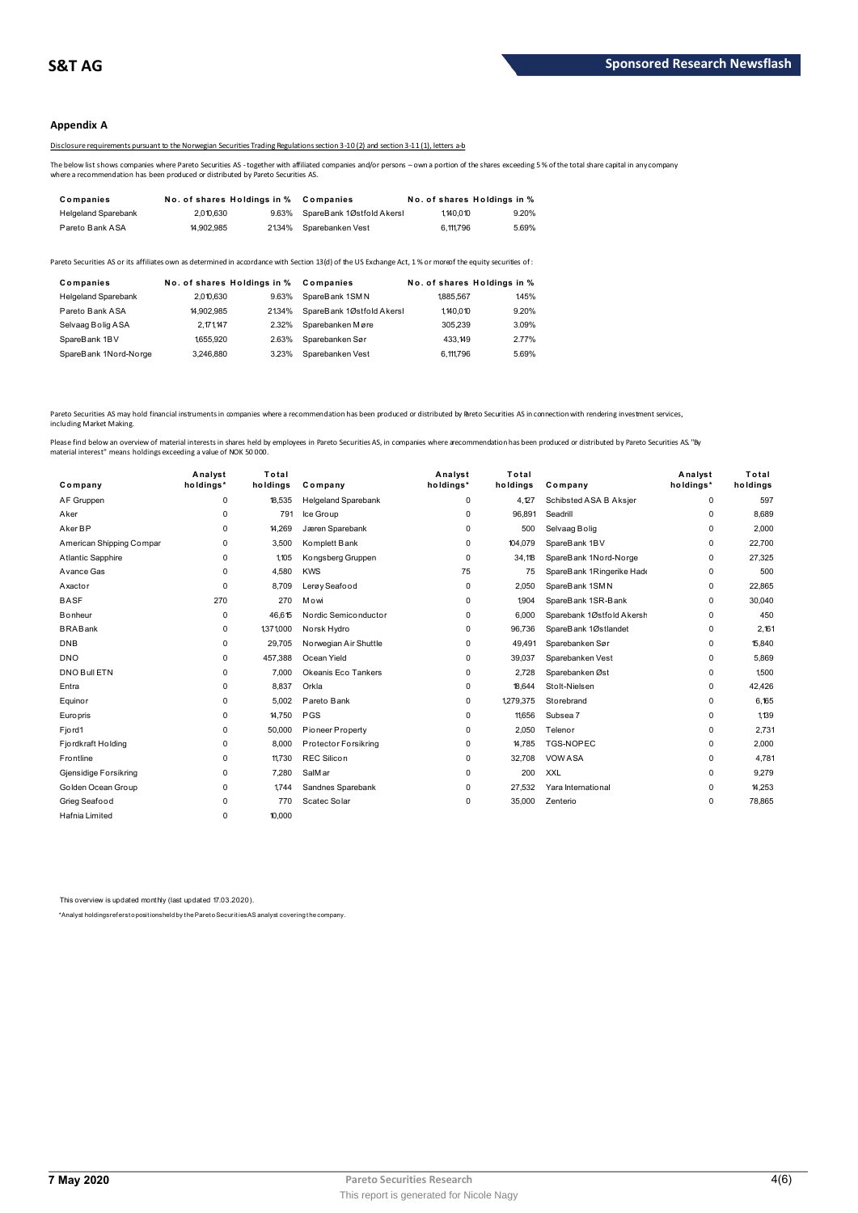## Appendix A

Disclosure requirements pursuant to the Norwegian Securities Trading Regulations section 3-10 (2) and section 3-11 (1), letters a-b

The below list shows companies where Pareto Securities AS - together with affiliated companies and/or persons – own a portion of the shares exceeding 5 % of the total share capital in any company where a recommendation has been produced or distributed by Pareto Securities AS.

| Companies | No. of shares | Holdings in % | Companies | No. of shares | Holdings in % |
|---|---|---|---|---|---|
| Helgeland Sparebank | 2,010,630 | 9.63% | SpareBank 1 Østfold Akersl | 1,140,010 | 9.20% |
| Pareto Bank ASA | 14,902,985 | 21.34% | Sparebanken Vest | 6,111,796 | 5.69% |

Pareto Securities AS or its affiliates own as determined in accordance with Section 13(d) of the US Exchange Act, 1 % or more of the equity securities of :

| Companies | No. of shares | Holdings in % | Companies | No. of shares | Holdings in % |
|---|---|---|---|---|---|
| Helgeland Sparebank | 2,010,630 | 9.63% | SpareBank 1 SMN | 1,885,567 | 1.45% |
| Pareto Bank ASA | 14,902,985 | 21.34% | SpareBank 1 Østfold Akersl | 1,140,010 | 9.20% |
| Selvaag Bolig ASA | 2,171,147 | 2.32% | Sparebanken Møre | 305,239 | 3.09% |
| SpareBank 1 BV | 1,655,920 | 2.63% | Sparebanken Sør | 433,149 | 2.77% |
| SpareBank 1 Nord-Norge | 3,246,880 | 3.23% | Sparebanken Vest | 6,111,796 | 5.69% |

Pareto Securities AS may hold financial instruments in companies where a recommendation has been produced or distributed by Pareto Securities AS in connection with rendering investment services, including Market Making.

Please find below an overview of material interests in shares held by employees in Pareto Securities AS, in companies where a recommendation has been produced or distributed by Pareto Securities AS. "By material interest" means holdings exceeding a value of NOK 50 000.

| Company | Analyst holdings* | Total holdings | Company | Analyst holdings* | Total holdings | Company | Analyst holdings* | Total holdings |
|---|---|---|---|---|---|---|---|---|
| AF Gruppen | 0 | 18,535 | Helgeland Sparebank | 0 | 4,127 | Schibsted ASA B Aksjer | 0 | 597 |
| Aker | 0 | 791 | Ice Group | 0 | 96,891 | Seadrill | 0 | 8,689 |
| Aker BP | 0 | 14,269 | Jæren Sparebank | 0 | 500 | Selvaag Bolig | 0 | 2,000 |
| American Shipping Compar | 0 | 3,500 | Komplett Bank | 0 | 104,079 | SpareBank 1 BV | 0 | 22,700 |
| Atlantic Sapphire | 0 | 1,105 | Kongsberg Gruppen | 0 | 34,118 | SpareBank 1 Nord-Norge | 0 | 27,325 |
| Avance Gas | 0 | 4,580 | KWS | 75 | 75 | SpareBank 1 Ringerike Hade | 0 | 500 |
| Axactor | 0 | 8,709 | Lerøy Seafood | 0 | 2,050 | SpareBank 1 SMN | 0 | 22,865 |
| BASF | 270 | 270 | Mowi | 0 | 1,904 | SpareBank 1 SR-Bank | 0 | 30,040 |
| Bonheur | 0 | 46,615 | Nordic Semiconductor | 0 | 6,000 | Sparebank 1 Østfold Akersh | 0 | 450 |
| BRABank | 0 | 1,371,000 | Norsk Hydro | 0 | 96,736 | SpareBank 1 Østlandet | 0 | 2,161 |
| DNB | 0 | 29,705 | Norwegian Air Shuttle | 0 | 49,491 | Sparebanken Sør | 0 | 15,840 |
| DNO | 0 | 457,388 | Ocean Yield | 0 | 39,037 | Sparebanken Vest | 0 | 5,869 |
| DNO Bull ETN | 0 | 7,000 | Okeanis Eco Tankers | 0 | 2,728 | Sparebanken Øst | 0 | 1,500 |
| Entra | 0 | 8,837 | Orkla | 0 | 18,644 | Stolt-Nielsen | 0 | 42,426 |
| Equinor | 0 | 5,002 | Pareto Bank | 0 | 1,279,375 | Storebrand | 0 | 6,165 |
| Europris | 0 | 14,750 | PGS | 0 | 11,656 | Subsea 7 | 0 | 1,139 |
| Fjord1 | 0 | 50,000 | Pioneer Property | 0 | 2,050 | Telenor | 0 | 2,731 |
| Fjordkraft Holding | 0 | 8,000 | Protector Forsikring | 0 | 14,785 | TGS-NOPEC | 0 | 2,000 |
| Frontline | 0 | 11,730 | REC Silicon | 0 | 32,708 | VOW ASA | 0 | 4,781 |
| Gjensidige Forsikring | 0 | 7,280 | SalMar | 0 | 200 | XXL | 0 | 9,279 |
| Golden Ocean Group | 0 | 1,744 | Sandnes Sparebank | 0 | 27,532 | Yara International | 0 | 14,253 |
| Grieg Seafood | 0 | 770 | Scatec Solar | 0 | 35,000 | Zenterio | 0 | 78,865 |
| Hafnia Limited | 0 | 10,000 | | | | | | |

This overview is updated monthly (last updated 17.03.2020).

*Analyst holdings refers to positions held by the Pareto Securities AS analyst covering the company.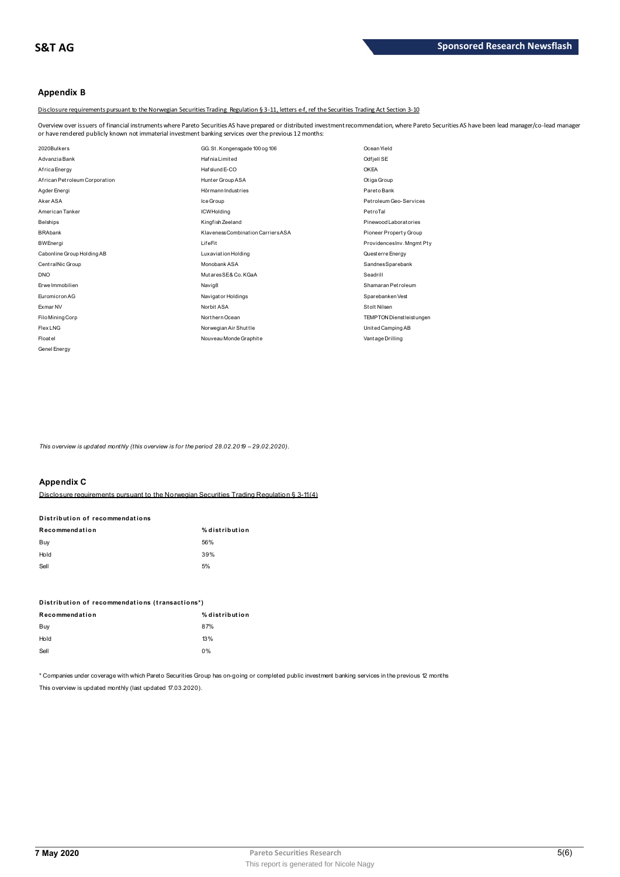## Appendix B

Disclosure requirements pursuant to the Norwegian Securities Trading Regulation § 3-11, letters e-f, ref the Securities Trading Act Section 3-10

Overview over issuers of financial instruments where Pareto Securities AS have prepared or distributed investment recommendation, where Pareto Securities AS have been lead manager/co-lead manager or have rendered publicly known not immaterial investment banking services over the previous 12 months:

| | | |
|---|---|---|
| 2020Bulkers | GG. St. Kongensgade 100 og 106 | Ocean Yield |
| Advanzia Bank | Hafnia Limited | Odfjell SE |
| Africa Energy | Hafslund E-CO | OKEA |
| African Petroleum Corporation | Hunter Group ASA | Otiga Group |
| Agder Energi | Hörmann Industries | Pareto Bank |
| Aker ASA | Ice Group | Petroleum Geo-Services |
| American Tanker | ICW Holding | PetroTal |
| Belships | Kingfish Zeeland | Pinewood Laboratories |
| BRAbank | Klaveness Combination Carriers ASA | Pioneer Property Group |
| BW Energi | LifeFit | Providences Inv. Mngmt Pty |
| Cabonline Group Holding AB | Luxaviation Holding | Questerre Energy |
| CentralNic Group | Monobank ASA | Sandnes Sparebank |
| DNO | Mutares SE & Co. KGaA | Seadrill |
| Erwe Immobilien | Navig8 | Shamaran Petroleum |
| Euromicron AG | Navigator Holdings | Sparebanken Vest |
| Exmar NV | Norbit ASA | Stolt Nilsen |
| Filo Mining Corp | Northern Ocean | TEMPTON Dienstleistungen |
| Flex LNG | Norwegian Air Shuttle | United Camping AB |
| Floatel | Nouveau Monde Graphite | Vantage Drilling |
| Genel Energy | | |

*This overview is updated monthly (this overview is for the period 28.02.2019 – 29.02.2020).*

## Appendix C

Disclosure requirements pursuant to the Norwegian Securities Trading Regulation § 3-11(4)

**Distribution of recommendations**

| Recommendation | % distribution |
|---|---|
| Buy | 56% |
| Hold | 39% |
| Sell | 5% |

**Distribution of recommendations (transactions*)**

| Recommendation | % distribution |
|---|---|
| Buy | 87% |
| Hold | 13% |
| Sell | 0% |

\* Companies under coverage with which Pareto Securities Group has on-going or completed public investment banking services in the previous 12 months

This overview is updated monthly (last updated 17.03.2020).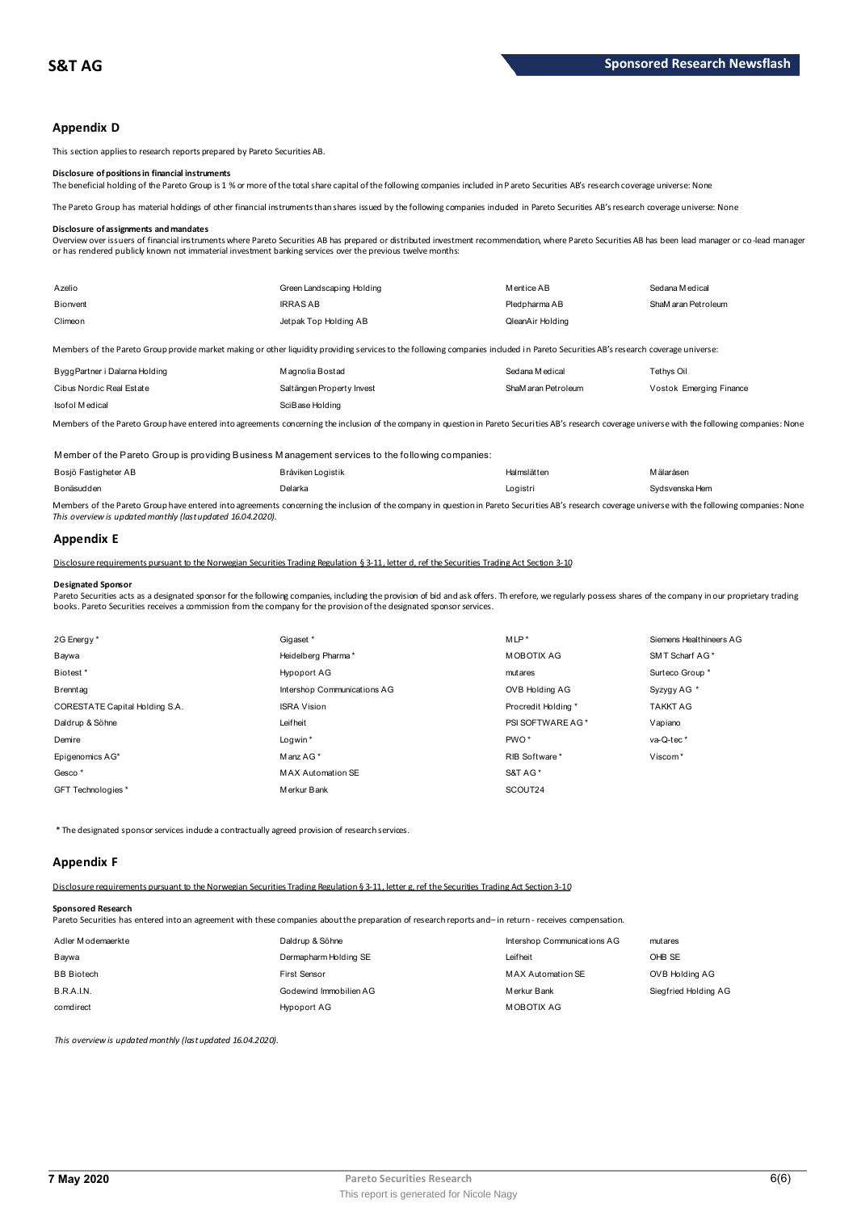## Appendix D

This section applies to research reports prepared by Pareto Securities AB.

**Disclosure of positions in financial instruments**

The beneficial holding of the Pareto Group is 1 % or more of the total share capital of the following companies included in Pareto Securities AB's research coverage universe: None

The Pareto Group has material holdings of other financial instruments than shares issued by the following companies included in Pareto Securities AB's research coverage universe: None

**Disclosure of assignments and mandates**

Overview over issuers of financial instruments where Pareto Securities AB has prepared or distributed investment recommendation, where Pareto Securities AB has been lead manager or co-lead manager or has rendered publicly known not immaterial investment banking services over the previous twelve months:

| | | | |
|---|---|---|---|
| Azelio | Green Landscaping Holding | Mentice AB | Sedana Medical |
| Bionvent | IRRAS AB | Pledpharma AB | ShaMaran Petroleum |
| Climeon | Jetpak Top Holding AB | QleanAir Holding | |

Members of the Pareto Group provide market making or other liquidity providing services to the following companies included in Pareto Securities AB's research coverage universe:

| | | | |
|---|---|---|---|
| ByggPartner i Dalarna Holding | Magnolia Bostad | Sedana Medical | Tethys Oil |
| Cibus Nordic Real Estate | Saltängen Property Invest | ShaMaran Petroleum | Vostok Emerging Finance |
| Isofol Medical | SciBase Holding | | |

Members of the Pareto Group have entered into agreements concerning the inclusion of the company in question in Pareto Securities AB's research coverage universe with the following companies: None

Member of the Pareto Group is providing Business Management services to the following companies:

| | | | |
|---|---|---|---|
| Bosjö Fastigheter AB | Bråviken Logistik | Halmslätten | Mälaråsen |
| Bonäsudden | Delarka | Logistri | Sydsvenska Hem |

Members of the Pareto Group have entered into agreements concerning the inclusion of the company in question in Pareto Securities AB's research coverage universe with the following companies: None

*This overview is updated monthly (last updated 16.04.2020).*

## Appendix E

Disclosure requirements pursuant to the Norwegian Securities Trading Regulation § 3-11, letter d, ref the Securities Trading Act Section 3-10

**Designated Sponsor**

Pareto Securities acts as a designated sponsor for the following companies, including the provision of bid and ask offers. Therefore, we regularly possess shares of the company in our proprietary trading books. Pareto Securities receives a commission from the company for the provision of the designated sponsor services.

| | | | |
|---|---|---|---|
| 2G Energy * | Gigaset * | MLP * | Siemens Healthineers AG |
| Baywa | Heidelberg Pharma * | MOBOTIX AG | SMT Scharf AG * |
| Biotest * | Hypoport AG | mutares | Surteco Group * |
| Brenntag | Intershop Communications AG | OVB Holding AG | Syzygy AG * |
| CORESTATE Capital Holding S.A. | ISRA Vision | Procredit Holding * | TAKKT AG |
| Daldrup & Söhne | Leifheit | PSI SOFTWARE AG * | Vapiano |
| Demire | Logwin * | PWO * | va-Q-tec * |
| Epigenomics AG* | Manz AG * | RIB Software * | Viscom * |
| Gesco * | MAX Automation SE | S&T AG * | |
| GFT Technologies * | Merkur Bank | SCOUT24 | |

\* The designated sponsor services include a contractually agreed provision of research services.

## Appendix F

Disclosure requirements pursuant to the Norwegian Securities Trading Regulation § 3-11, letter g, ref the Securities Trading Act Section 3-10

**Sponsored Research**

Pareto Securities has entered into an agreement with these companies about the preparation of research reports and – in return - receives compensation.

| | | | |
|---|---|---|---|
| Adler Modemaerkte | Daldrup & Söhne | Intershop Communications AG | mutares |
| Baywa | Dermapharm Holding SE | Leifheit | OHB SE |
| BB Biotech | First Sensor | MAX Automation SE | OVB Holding AG |
| B.R.A.I.N. | Godewind Immobilien AG | Merkur Bank | Siegfried Holding AG |
| comdirect | Hypoport AG | MOBOTIX AG | |

*This overview is updated monthly (last updated 16.04.2020).*